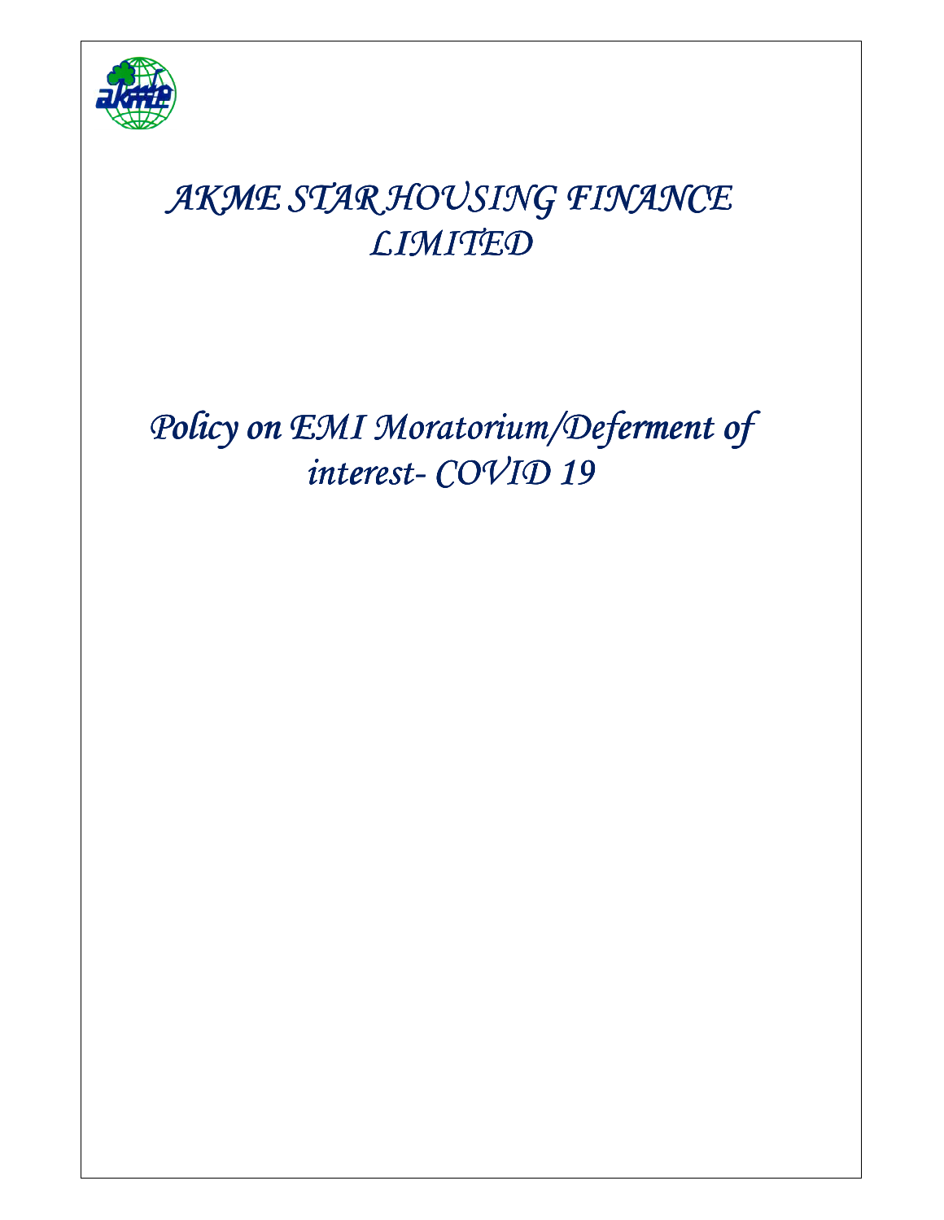# *AKME STAR HOUSING FINANCE LIMITED*

# *Policy on EMI Moratorium/Deferment of interest- COVID 19*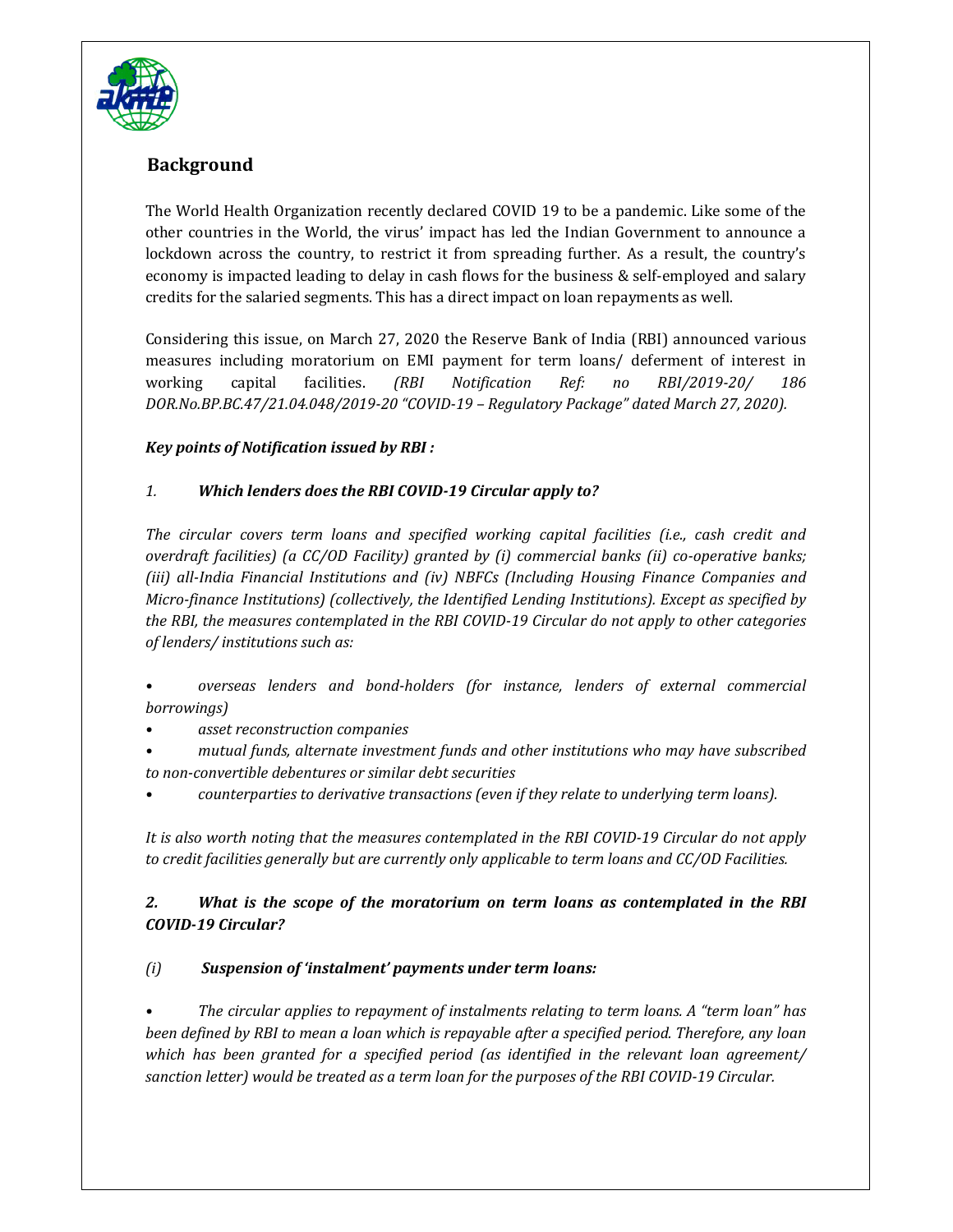## Background

The World Health Organization recently declared COVID 19 to be a pandemic. Like some of the other countries in the World, the virus' impact has led the Indian Government to announce a lockdown across the country, to restrict it from spreading further. As a result, the country's economy is impacted leading to delay in cash flows for the business & self-employed and salary credits for the salaried segments. This has a direct impact on loan repayments as well.

Considering this issue, on March 27, 2020 the Reserve Bank of India (RBI) announced various measures including moratorium on EMI payment for term loans/ deferment of interest in working capital facilities. *(RBI Notification Ref: no RBI/2019-20/ 186 DOR.No.BP.BC.47/21.04.048/2019-20 "COVID-19 – Regulatory Package" dated March 27, 2020).*

***Key points of Notification issued by RBI :***

*1.* ***Which lenders does the RBI COVID-19 Circular apply to?***

*The circular covers term loans and specified working capital facilities (i.e., cash credit and overdraft facilities) (a CC/OD Facility) granted by (i) commercial banks (ii) co-operative banks; (iii) all-India Financial Institutions and (iv) NBFCs (Including Housing Finance Companies and Micro-finance Institutions) (collectively, the Identified Lending Institutions). Except as specified by the RBI, the measures contemplated in the RBI COVID-19 Circular do not apply to other categories of lenders/ institutions such as:*

- *overseas lenders and bond-holders (for instance, lenders of external commercial borrowings)*
- *asset reconstruction companies*
- *mutual funds, alternate investment funds and other institutions who may have subscribed to non-convertible debentures or similar debt securities*
- *counterparties to derivative transactions (even if they relate to underlying term loans).*

*It is also worth noting that the measures contemplated in the RBI COVID-19 Circular do not apply to credit facilities generally but are currently only applicable to term loans and CC/OD Facilities.*

***2. What is the scope of the moratorium on term loans as contemplated in the RBI COVID-19 Circular?***

*(i)* ***Suspension of 'instalment' payments under term loans:***

- *The circular applies to repayment of instalments relating to term loans. A "term loan" has been defined by RBI to mean a loan which is repayable after a specified period. Therefore, any loan which has been granted for a specified period (as identified in the relevant loan agreement/ sanction letter) would be treated as a term loan for the purposes of the RBI COVID-19 Circular.*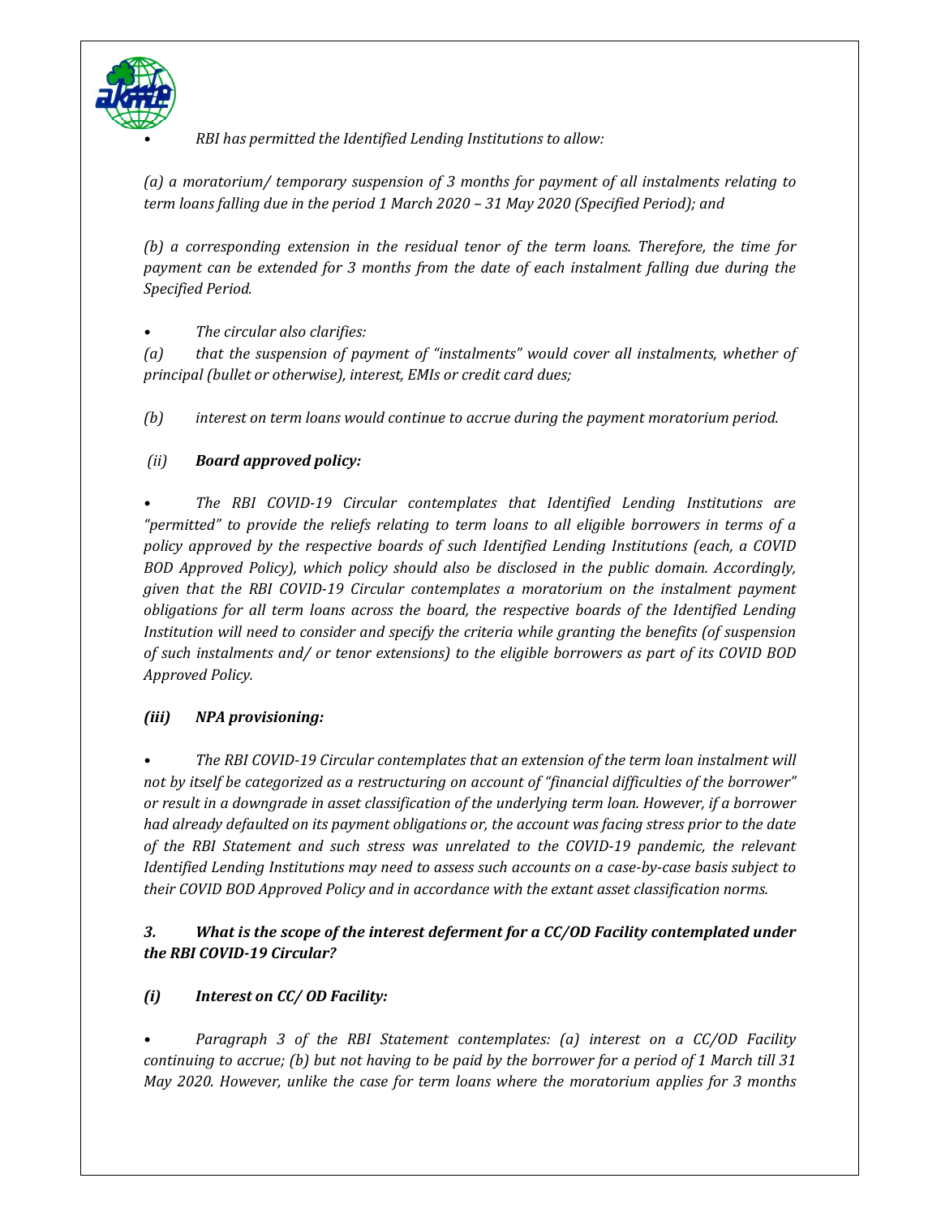- *RBI has permitted the Identified Lending Institutions to allow:*

*(a) a moratorium/ temporary suspension of 3 months for payment of all instalments relating to term loans falling due in the period 1 March 2020 – 31 May 2020 (Specified Period); and*

*(b) a corresponding extension in the residual tenor of the term loans. Therefore, the time for payment can be extended for 3 months from the date of each instalment falling due during the Specified Period.*

- *The circular also clarifies:*

*(a) that the suspension of payment of "instalments" would cover all instalments, whether of principal (bullet or otherwise), interest, EMIs or credit card dues;*

*(b) interest on term loans would continue to accrue during the payment moratorium period.*

***(ii) Board approved policy:***

- *The RBI COVID-19 Circular contemplates that Identified Lending Institutions are "permitted" to provide the reliefs relating to term loans to all eligible borrowers in terms of a policy approved by the respective boards of such Identified Lending Institutions (each, a COVID BOD Approved Policy), which policy should also be disclosed in the public domain. Accordingly, given that the RBI COVID-19 Circular contemplates a moratorium on the instalment payment obligations for all term loans across the board, the respective boards of the Identified Lending Institution will need to consider and specify the criteria while granting the benefits (of suspension of such instalments and/ or tenor extensions) to the eligible borrowers as part of its COVID BOD Approved Policy.*

***(iii) NPA provisioning:***

- *The RBI COVID-19 Circular contemplates that an extension of the term loan instalment will not by itself be categorized as a restructuring on account of "financial difficulties of the borrower" or result in a downgrade in asset classification of the underlying term loan. However, if a borrower had already defaulted on its payment obligations or, the account was facing stress prior to the date of the RBI Statement and such stress was unrelated to the COVID-19 pandemic, the relevant Identified Lending Institutions may need to assess such accounts on a case-by-case basis subject to their COVID BOD Approved Policy and in accordance with the extant asset classification norms.*

***3. What is the scope of the interest deferment for a CC/OD Facility contemplated under the RBI COVID-19 Circular?***

***(i) Interest on CC/ OD Facility:***

- *Paragraph 3 of the RBI Statement contemplates: (a) interest on a CC/OD Facility continuing to accrue; (b) but not having to be paid by the borrower for a period of 1 March till 31 May 2020. However, unlike the case for term loans where the moratorium applies for 3 months*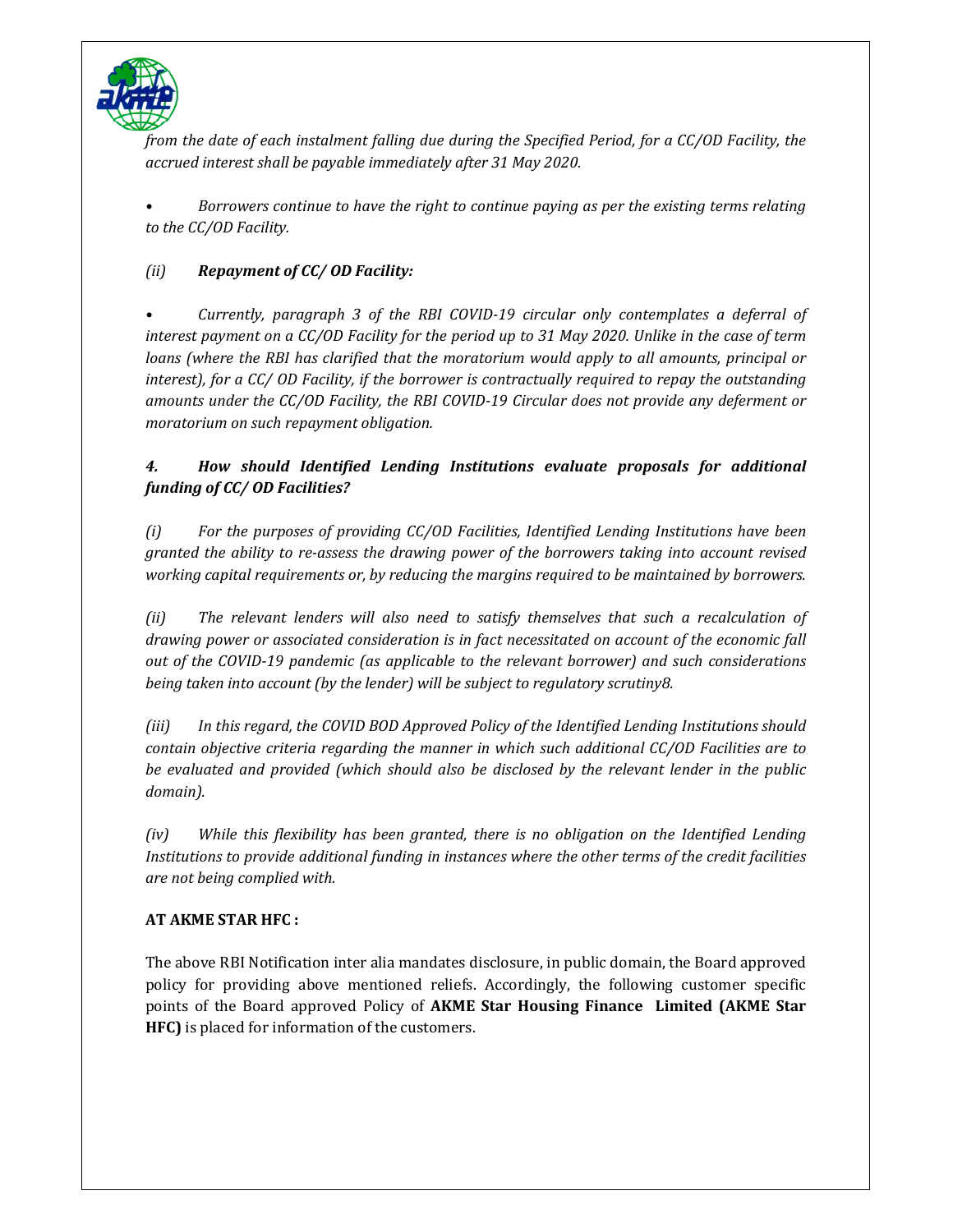*from the date of each instalment falling due during the Specified Period, for a CC/OD Facility, the accrued interest shall be payable immediately after 31 May 2020.*

- *Borrowers continue to have the right to continue paying as per the existing terms relating to the CC/OD Facility.*

*(ii)* ***Repayment of CC/ OD Facility:***

- *Currently, paragraph 3 of the RBI COVID-19 circular only contemplates a deferral of interest payment on a CC/OD Facility for the period up to 31 May 2020. Unlike in the case of term loans (where the RBI has clarified that the moratorium would apply to all amounts, principal or interest), for a CC/ OD Facility, if the borrower is contractually required to repay the outstanding amounts under the CC/OD Facility, the RBI COVID-19 Circular does not provide any deferment or moratorium on such repayment obligation.*

### *4. How should Identified Lending Institutions evaluate proposals for additional funding of CC/ OD Facilities?*

*(i) For the purposes of providing CC/OD Facilities, Identified Lending Institutions have been granted the ability to re-assess the drawing power of the borrowers taking into account revised working capital requirements or, by reducing the margins required to be maintained by borrowers.*

*(ii) The relevant lenders will also need to satisfy themselves that such a recalculation of drawing power or associated consideration is in fact necessitated on account of the economic fall out of the COVID-19 pandemic (as applicable to the relevant borrower) and such considerations being taken into account (by the lender) will be subject to regulatory scrutiny8.*

*(iii) In this regard, the COVID BOD Approved Policy of the Identified Lending Institutions should contain objective criteria regarding the manner in which such additional CC/OD Facilities are to be evaluated and provided (which should also be disclosed by the relevant lender in the public domain).*

*(iv) While this flexibility has been granted, there is no obligation on the Identified Lending Institutions to provide additional funding in instances where the other terms of the credit facilities are not being complied with.*

**AT AKME STAR HFC :**

The above RBI Notification inter alia mandates disclosure, in public domain, the Board approved policy for providing above mentioned reliefs. Accordingly, the following customer specific points of the Board approved Policy of **AKME Star Housing Finance Limited (AKME Star HFC)** is placed for information of the customers.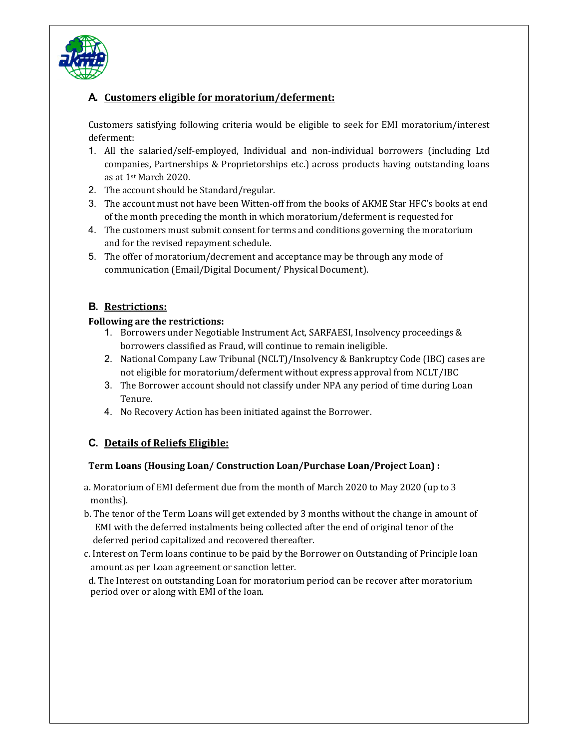## A. Customers eligible for moratorium/deferment:

Customers satisfying following criteria would be eligible to seek for EMI moratorium/interest deferment:

1. All the salaried/self-employed, Individual and non-individual borrowers (including Ltd companies, Partnerships & Proprietorships etc.) across products having outstanding loans as at 1st March 2020.
2. The account should be Standard/regular.
3. The account must not have been Witten-off from the books of AKME Star HFC's books at end of the month preceding the month in which moratorium/deferment is requested for
4. The customers must submit consent for terms and conditions governing the moratorium and for the revised repayment schedule.
5. The offer of moratorium/decrement and acceptance may be through any mode of communication (Email/Digital Document/ Physical Document).

## B. Restrictions:

**Following are the restrictions:**

1. Borrowers under Negotiable Instrument Act, SARFAESI, Insolvency proceedings & borrowers classified as Fraud, will continue to remain ineligible.
2. National Company Law Tribunal (NCLT)/Insolvency & Bankruptcy Code (IBC) cases are not eligible for moratorium/deferment without express approval from NCLT/IBC
3. The Borrower account should not classify under NPA any period of time during Loan Tenure.
4. No Recovery Action has been initiated against the Borrower.

## C. Details of Reliefs Eligible:

**Term Loans (Housing Loan/ Construction Loan/Purchase Loan/Project Loan) :**

a. Moratorium of EMI deferment due from the month of March 2020 to May 2020 (up to 3 months).

b. The tenor of the Term Loans will get extended by 3 months without the change in amount of EMI with the deferred instalments being collected after the end of original tenor of the deferred period capitalized and recovered thereafter.

c. Interest on Term loans continue to be paid by the Borrower on Outstanding of Principle loan amount as per Loan agreement or sanction letter.

d. The Interest on outstanding Loan for moratorium period can be recover after moratorium period over or along with EMI of the loan.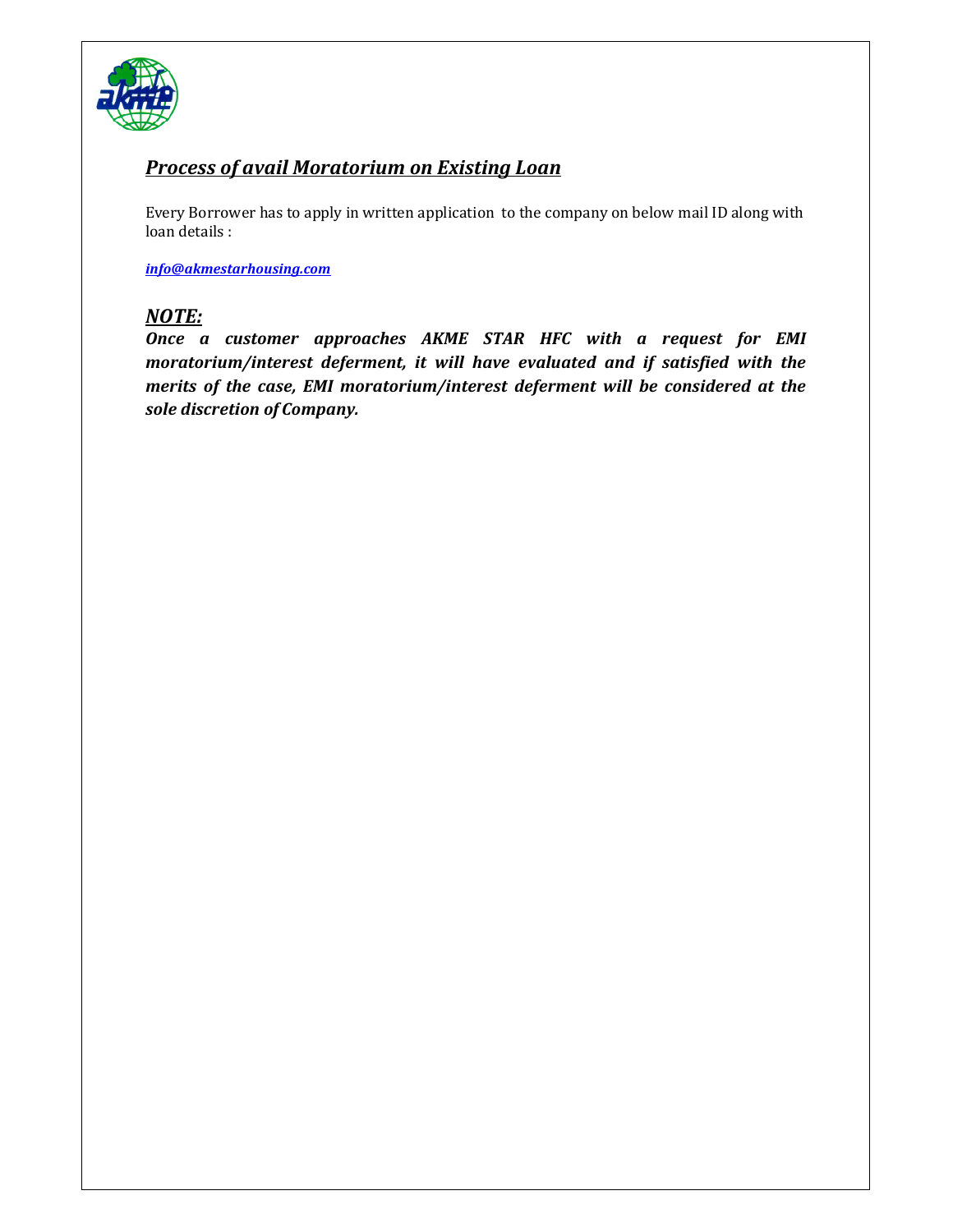## ***Process of avail Moratorium on Existing Loan***

Every Borrower has to apply in written application to the company on below mail ID along with loan details :

***info@akmestarhousing.com***

### ***NOTE:***

***Once a customer approaches AKME STAR HFC with a request for EMI moratorium/interest deferment, it will have evaluated and if satisfied with the merits of the case, EMI moratorium/interest deferment will be considered at the sole discretion of Company.***